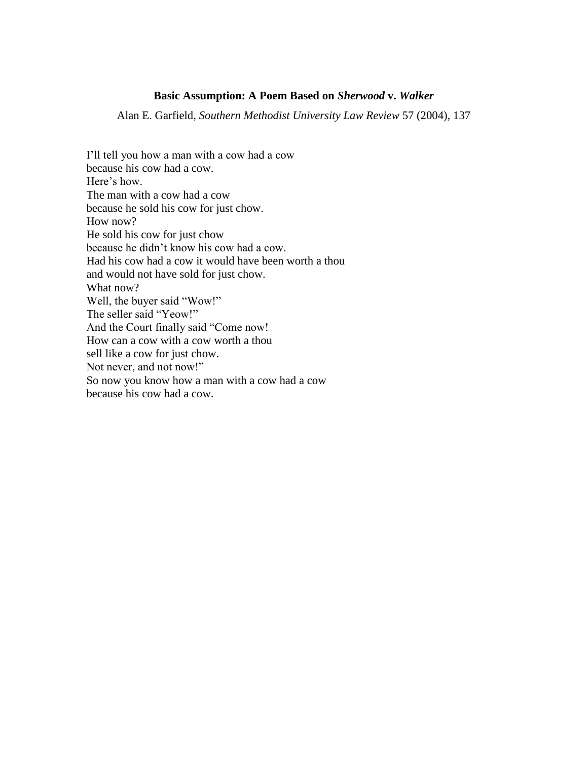**Basic Assumption: A Poem Based on *Sherwood* v. *Walker***

Alan E. Garfield, *Southern Methodist University Law Review* 57 (2004), 137

I'll tell you how a man with a cow had a cow  
because his cow had a cow.  
Here's how.  
The man with a cow had a cow  
because he sold his cow for just chow.  
How now?  
He sold his cow for just chow  
because he didn't know his cow had a cow.  
Had his cow had a cow it would have been worth a thou  
and would not have sold for just chow.  
What now?  
Well, the buyer said "Wow!"  
The seller said "Yeow!"  
And the Court finally said "Come now!  
How can a cow with a cow worth a thou  
sell like a cow for just chow.  
Not never, and not now!"  
So now you know how a man with a cow had a cow  
because his cow had a cow.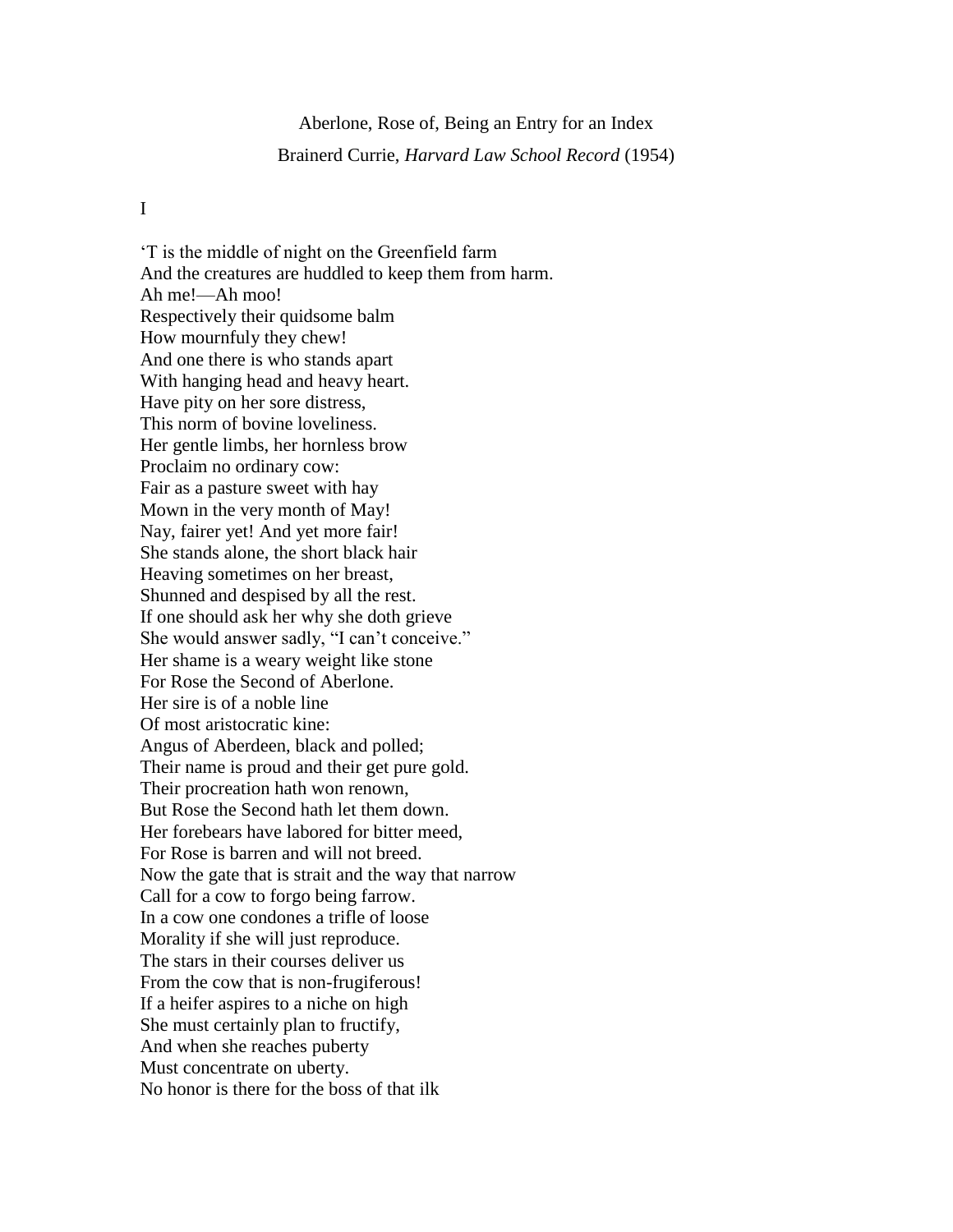Aberlone, Rose of, Being an Entry for an Index

Brainerd Currie, *Harvard Law School Record* (1954)

I

'T is the middle of night on the Greenfield farm  
And the creatures are huddled to keep them from harm.  
Ah me!—Ah moo!  
Respectively their quidsome balm  
How mournfuly they chew!  
And one there is who stands apart  
With hanging head and heavy heart.  
Have pity on her sore distress,  
This norm of bovine loveliness.  
Her gentle limbs, her hornless brow  
Proclaim no ordinary cow:  
Fair as a pasture sweet with hay  
Mown in the very month of May!  
Nay, fairer yet! And yet more fair!  
She stands alone, the short black hair  
Heaving sometimes on her breast,  
Shunned and despised by all the rest.  
If one should ask her why she doth grieve  
She would answer sadly, "I can't conceive."  
Her shame is a weary weight like stone  
For Rose the Second of Aberlone.  
Her sire is of a noble line  
Of most aristocratic kine:  
Angus of Aberdeen, black and polled;  
Their name is proud and their get pure gold.  
Their procreation hath won renown,  
But Rose the Second hath let them down.  
Her forebears have labored for bitter meed,  
For Rose is barren and will not breed.  
Now the gate that is strait and the way that narrow  
Call for a cow to forgo being farrow.  
In a cow one condones a trifle of loose  
Morality if she will just reproduce.  
The stars in their courses deliver us  
From the cow that is non-frugiferous!  
If a heifer aspires to a niche on high  
She must certainly plan to fructify,  
And when she reaches puberty  
Must concentrate on uberty.  
No honor is there for the boss of that ilk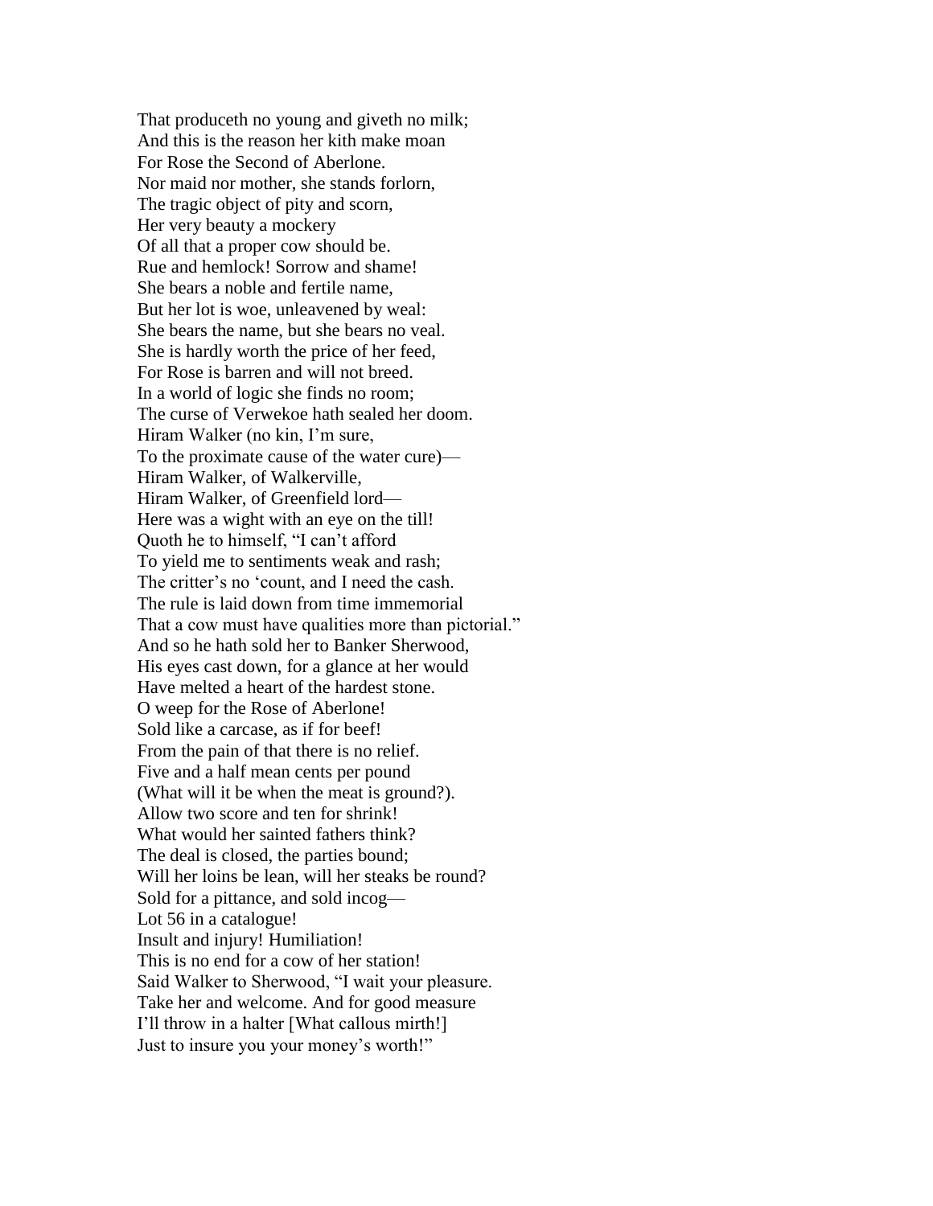That produceth no young and giveth no milk;  
And this is the reason her kith make moan  
For Rose the Second of Aberlone.  
Nor maid nor mother, she stands forlorn,  
The tragic object of pity and scorn,  
Her very beauty a mockery  
Of all that a proper cow should be.  
Rue and hemlock! Sorrow and shame!  
She bears a noble and fertile name,  
But her lot is woe, unleavened by weal:  
She bears the name, but she bears no veal.  
She is hardly worth the price of her feed,  
For Rose is barren and will not breed.  
In a world of logic she finds no room;  
The curse of Verwekoe hath sealed her doom.  
Hiram Walker (no kin, I'm sure,  
To the proximate cause of the water cure)—  
Hiram Walker, of Walkerville,  
Hiram Walker, of Greenfield lord—  
Here was a wight with an eye on the till!  
Quoth he to himself, "I can't afford  
To yield me to sentiments weak and rash;  
The critter's no 'count, and I need the cash.  
The rule is laid down from time immemorial  
That a cow must have qualities more than pictorial."  
And so he hath sold her to Banker Sherwood,  
His eyes cast down, for a glance at her would  
Have melted a heart of the hardest stone.  
O weep for the Rose of Aberlone!  
Sold like a carcase, as if for beef!  
From the pain of that there is no relief.  
Five and a half mean cents per pound  
(What will it be when the meat is ground?).  
Allow two score and ten for shrink!  
What would her sainted fathers think?  
The deal is closed, the parties bound;  
Will her loins be lean, will her steaks be round?  
Sold for a pittance, and sold incog—  
Lot 56 in a catalogue!  
Insult and injury! Humiliation!  
This is no end for a cow of her station!  
Said Walker to Sherwood, "I wait your pleasure.  
Take her and welcome. And for good measure  
I'll throw in a halter [What callous mirth!]  
Just to insure you your money's worth!"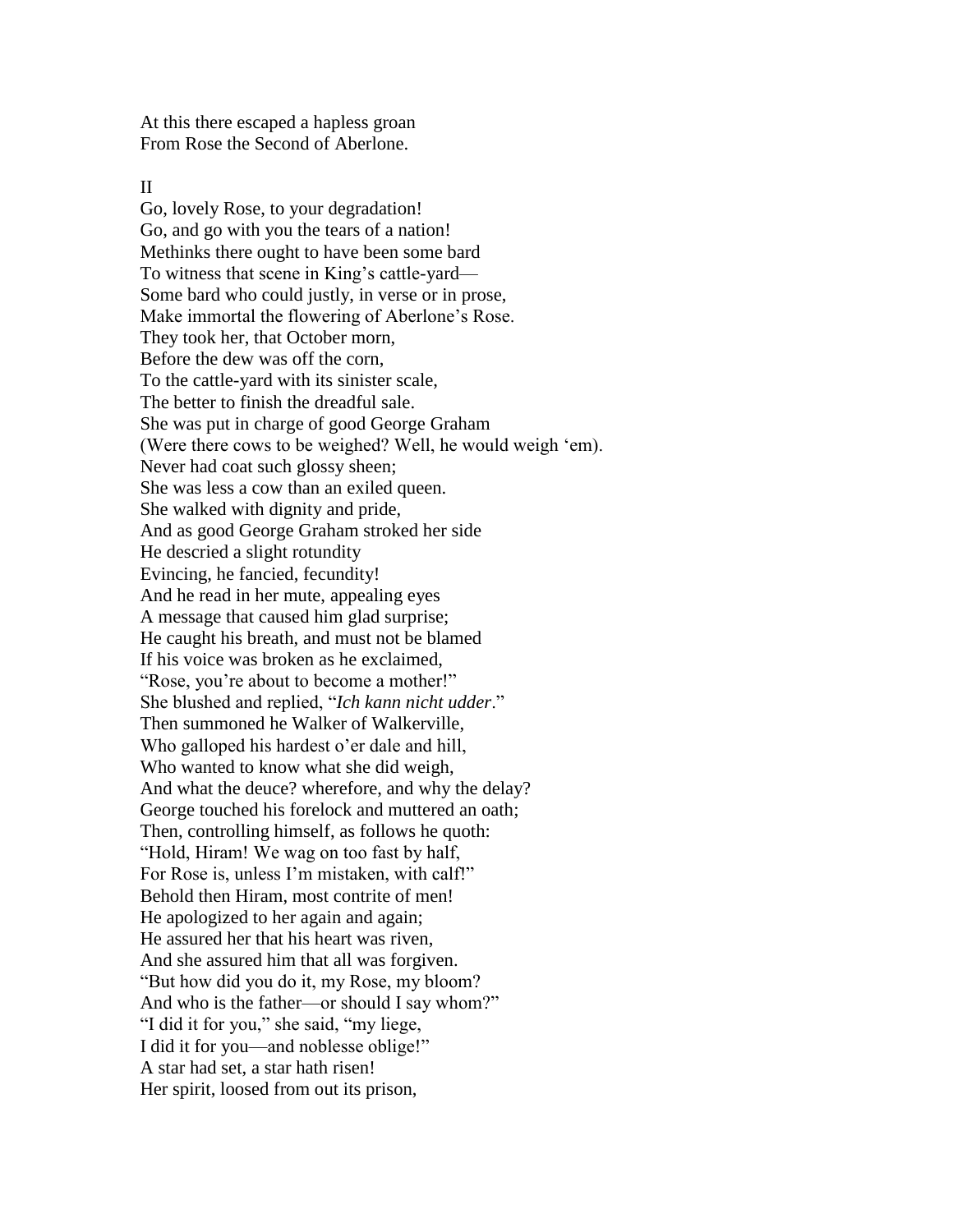At this there escaped a hapless groan
From Rose the Second of Aberlone.

II

Go, lovely Rose, to your degradation!
Go, and go with you the tears of a nation!
Methinks there ought to have been some bard
To witness that scene in King's cattle-yard—
Some bard who could justly, in verse or in prose,
Make immortal the flowering of Aberlone's Rose.
They took her, that October morn,
Before the dew was off the corn,
To the cattle-yard with its sinister scale,
The better to finish the dreadful sale.
She was put in charge of good George Graham
(Were there cows to be weighed? Well, he would weigh 'em).
Never had coat such glossy sheen;
She was less a cow than an exiled queen.
She walked with dignity and pride,
And as good George Graham stroked her side
He descried a slight rotundity
Evincing, he fancied, fecundity!
And he read in her mute, appealing eyes
A message that caused him glad surprise;
He caught his breath, and must not be blamed
If his voice was broken as he exclaimed,
"Rose, you're about to become a mother!"
She blushed and replied, "*Ich kann nicht udder*."
Then summoned he Walker of Walkerville,
Who galloped his hardest o'er dale and hill,
Who wanted to know what she did weigh,
And what the deuce? wherefore, and why the delay?
George touched his forelock and muttered an oath;
Then, controlling himself, as follows he quoth:
"Hold, Hiram! We wag on too fast by half,
For Rose is, unless I'm mistaken, with calf!"
Behold then Hiram, most contrite of men!
He apologized to her again and again;
He assured her that his heart was riven,
And she assured him that all was forgiven.
"But how did you do it, my Rose, my bloom?
And who is the father—or should I say whom?"
"I did it for you," she said, "my liege,
I did it for you—and noblesse oblige!"
A star had set, a star hath risen!
Her spirit, loosed from out its prison,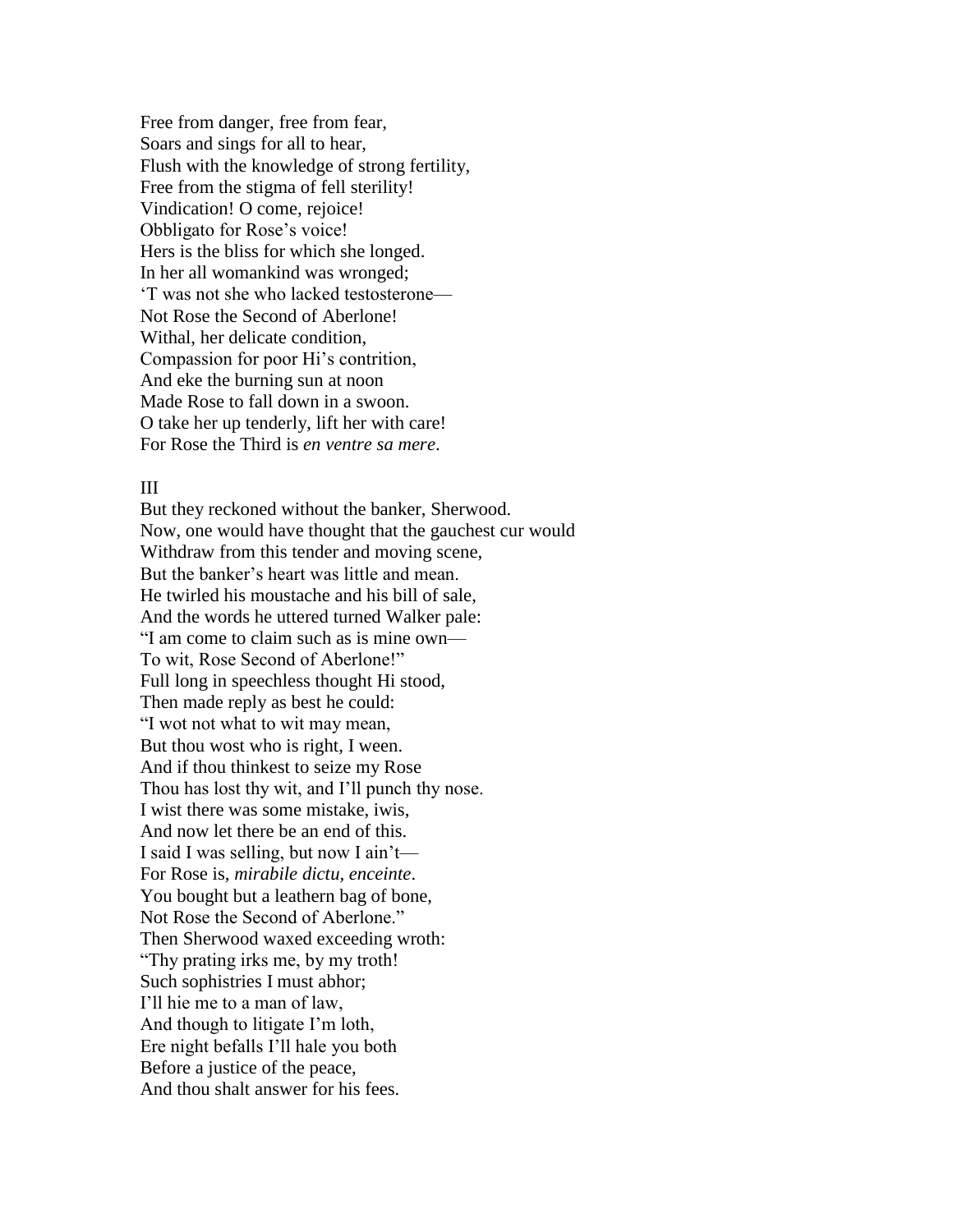Free from danger, free from fear,  
Soars and sings for all to hear,  
Flush with the knowledge of strong fertility,  
Free from the stigma of fell sterility!  
Vindication! O come, rejoice!  
Obbligato for Rose's voice!  
Hers is the bliss for which she longed.  
In her all womankind was wronged;  
'T was not she who lacked testosterone—  
Not Rose the Second of Aberlone!  
Withal, her delicate condition,  
Compassion for poor Hi's contrition,  
And eke the burning sun at noon  
Made Rose to fall down in a swoon.  
O take her up tenderly, lift her with care!  
For Rose the Third is *en ventre sa mere*.

III

But they reckoned without the banker, Sherwood.  
Now, one would have thought that the gauchest cur would  
Withdraw from this tender and moving scene,  
But the banker's heart was little and mean.  
He twirled his moustache and his bill of sale,  
And the words he uttered turned Walker pale:  
"I am come to claim such as is mine own—  
To wit, Rose Second of Aberlone!"  
Full long in speechless thought Hi stood,  
Then made reply as best he could:  
"I wot not what to wit may mean,  
But thou wost who is right, I ween.  
And if thou thinkest to seize my Rose  
Thou has lost thy wit, and I'll punch thy nose.  
I wist there was some mistake, iwis,  
And now let there be an end of this.  
I said I was selling, but now I ain't—  
For Rose is, *mirabile dictu*, *enceinte*.  
You bought but a leathern bag of bone,  
Not Rose the Second of Aberlone."  
Then Sherwood waxed exceeding wroth:  
"Thy prating irks me, by my troth!  
Such sophistries I must abhor;  
I'll hie me to a man of law,  
And though to litigate I'm loth,  
Ere night befalls I'll hale you both  
Before a justice of the peace,  
And thou shalt answer for his fees.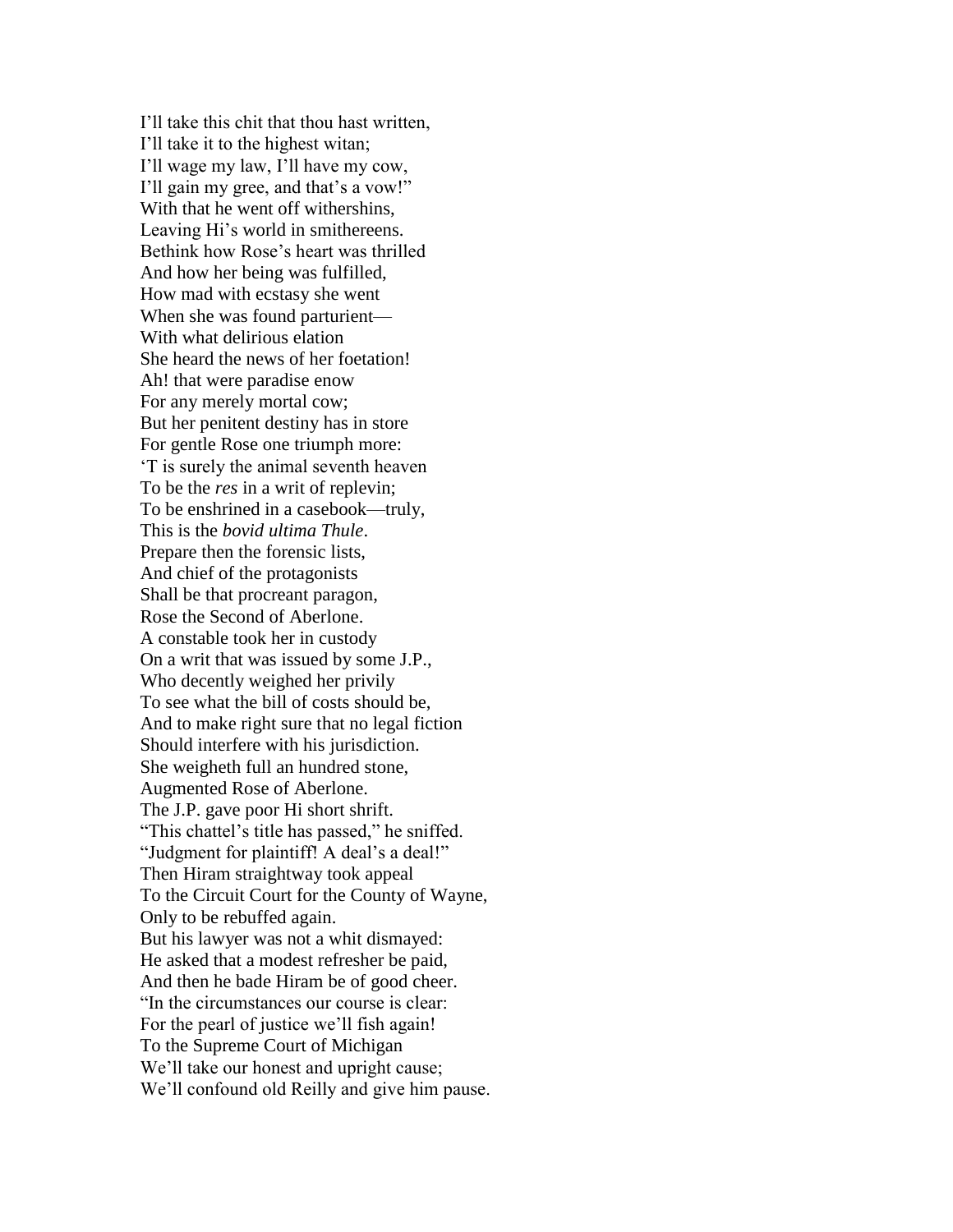I'll take this chit that thou hast written,
I'll take it to the highest witan;
I'll wage my law, I'll have my cow,
I'll gain my gree, and that's a vow!"
With that he went off withershins,
Leaving Hi's world in smithereens.
Bethink how Rose's heart was thrilled
And how her being was fulfilled,
How mad with ecstasy she went
When she was found parturient—
With what delirious elation
She heard the news of her foetation!
Ah! that were paradise enow
For any merely mortal cow;
But her penitent destiny has in store
For gentle Rose one triumph more:
'T is surely the animal seventh heaven
To be the *res* in a writ of replevin;
To be enshrined in a casebook—truly,
This is the *bovid ultima Thule*.
Prepare then the forensic lists,
And chief of the protagonists
Shall be that procreant paragon,
Rose the Second of Aberlone.
A constable took her in custody
On a writ that was issued by some J.P.,
Who decently weighed her privily
To see what the bill of costs should be,
And to make right sure that no legal fiction
Should interfere with his jurisdiction.
She weigheth full an hundred stone,
Augmented Rose of Aberlone.
The J.P. gave poor Hi short shrift.
"This chattel's title has passed," he sniffed.
"Judgment for plaintiff! A deal's a deal!"
Then Hiram straightway took appeal
To the Circuit Court for the County of Wayne,
Only to be rebuffed again.
But his lawyer was not a whit dismayed:
He asked that a modest refresher be paid,
And then he bade Hiram be of good cheer.
"In the circumstances our course is clear:
For the pearl of justice we'll fish again!
To the Supreme Court of Michigan
We'll take our honest and upright cause;
We'll confound old Reilly and give him pause.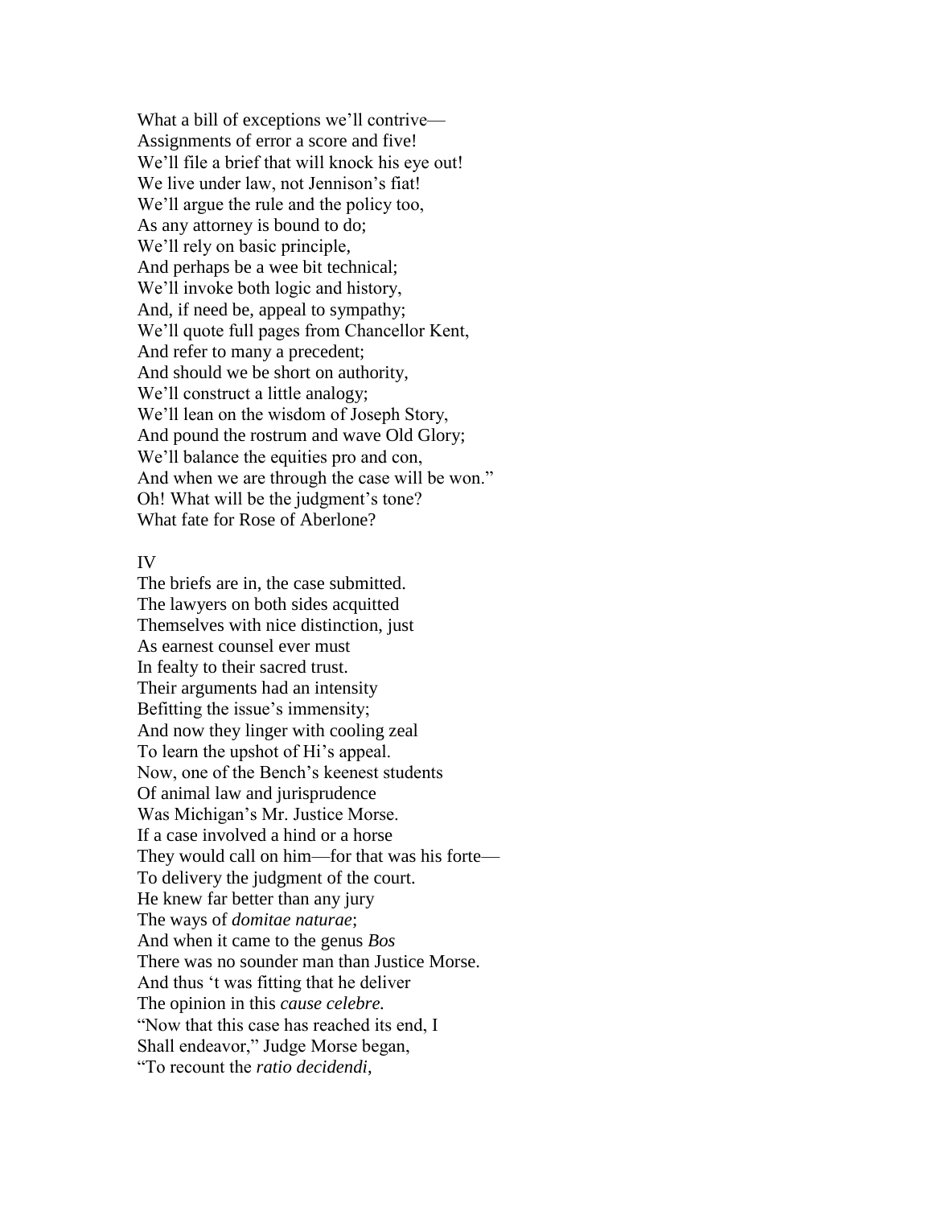What a bill of exceptions we'll contrive—
Assignments of error a score and five!
We'll file a brief that will knock his eye out!
We live under law, not Jennison's fiat!
We'll argue the rule and the policy too,
As any attorney is bound to do;
We'll rely on basic principle,
And perhaps be a wee bit technical;
We'll invoke both logic and history,
And, if need be, appeal to sympathy;
We'll quote full pages from Chancellor Kent,
And refer to many a precedent;
And should we be short on authority,
We'll construct a little analogy;
We'll lean on the wisdom of Joseph Story,
And pound the rostrum and wave Old Glory;
We'll balance the equities pro and con,
And when we are through the case will be won."
Oh! What will be the judgment's tone?
What fate for Rose of Aberlone?

IV

The briefs are in, the case submitted.
The lawyers on both sides acquitted
Themselves with nice distinction, just
As earnest counsel ever must
In fealty to their sacred trust.
Their arguments had an intensity
Befitting the issue's immensity;
And now they linger with cooling zeal
To learn the upshot of Hi's appeal.
Now, one of the Bench's keenest students
Of animal law and jurisprudence
Was Michigan's Mr. Justice Morse.
If a case involved a hind or a horse
They would call on him—for that was his forte—
To delivery the judgment of the court.
He knew far better than any jury
The ways of *domitae naturae*;
And when it came to the genus *Bos*
There was no sounder man than Justice Morse.
And thus 't was fitting that he deliver
The opinion in this *cause celebre.*
"Now that this case has reached its end, I
Shall endeavor," Judge Morse began,
"To recount the *ratio decidendi*,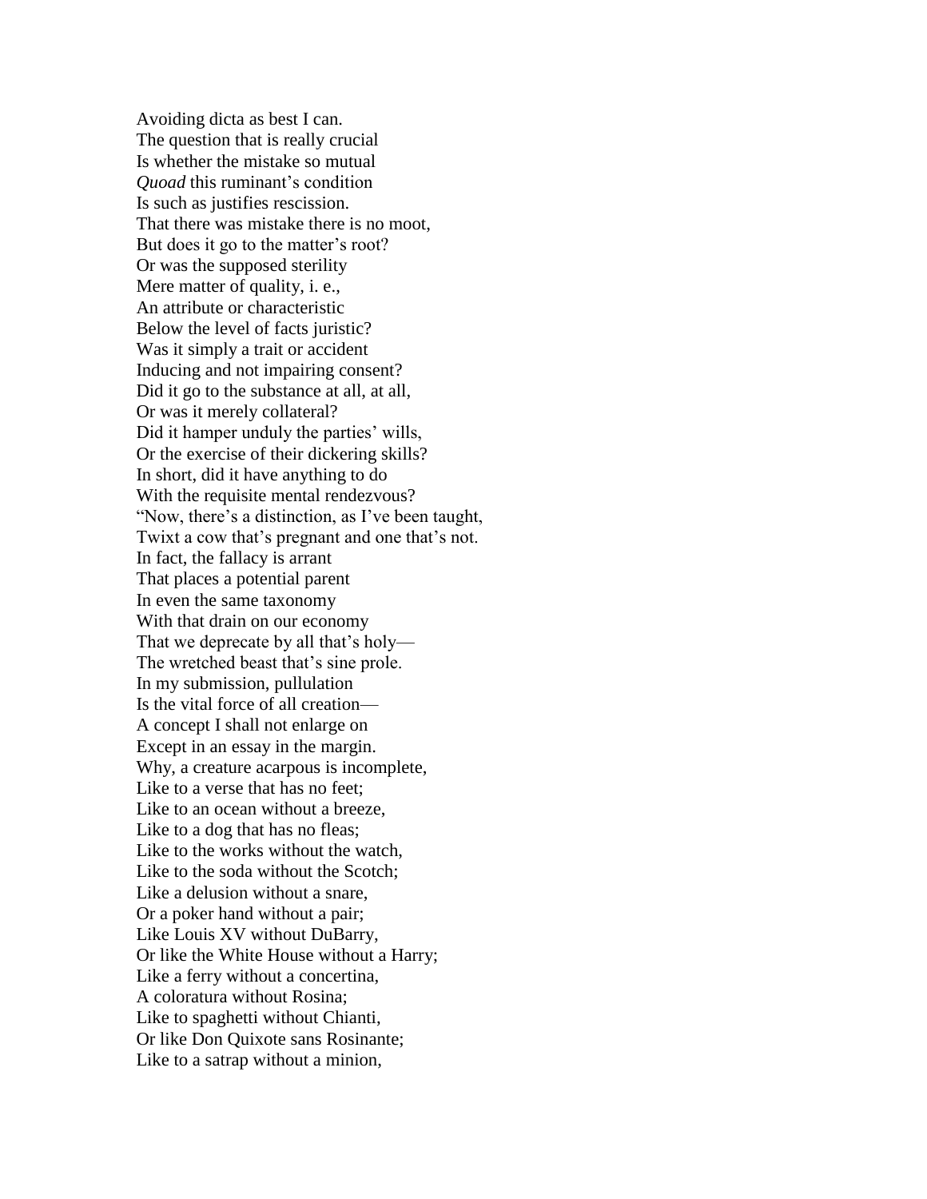Avoiding dicta as best I can.  
The question that is really crucial  
Is whether the mistake so mutual  
*Quoad* this ruminant's condition  
Is such as justifies rescission.  
That there was mistake there is no moot,  
But does it go to the matter's root?  
Or was the supposed sterility  
Mere matter of quality, i. e.,  
An attribute or characteristic  
Below the level of facts juristic?  
Was it simply a trait or accident  
Inducing and not impairing consent?  
Did it go to the substance at all, at all,  
Or was it merely collateral?  
Did it hamper unduly the parties' wills,  
Or the exercise of their dickering skills?  
In short, did it have anything to do  
With the requisite mental rendezvous?  
"Now, there's a distinction, as I've been taught,  
Twixt a cow that's pregnant and one that's not.  
In fact, the fallacy is arrant  
That places a potential parent  
In even the same taxonomy  
With that drain on our economy  
That we deprecate by all that's holy—  
The wretched beast that's sine prole.  
In my submission, pullulation  
Is the vital force of all creation—  
A concept I shall not enlarge on  
Except in an essay in the margin.  
Why, a creature acarpous is incomplete,  
Like to a verse that has no feet;  
Like to an ocean without a breeze,  
Like to a dog that has no fleas;  
Like to the works without the watch,  
Like to the soda without the Scotch;  
Like a delusion without a snare,  
Or a poker hand without a pair;  
Like Louis XV without DuBarry,  
Or like the White House without a Harry;  
Like a ferry without a concertina,  
A coloratura without Rosina;  
Like to spaghetti without Chianti,  
Or like Don Quixote sans Rosinante;  
Like to a satrap without a minion,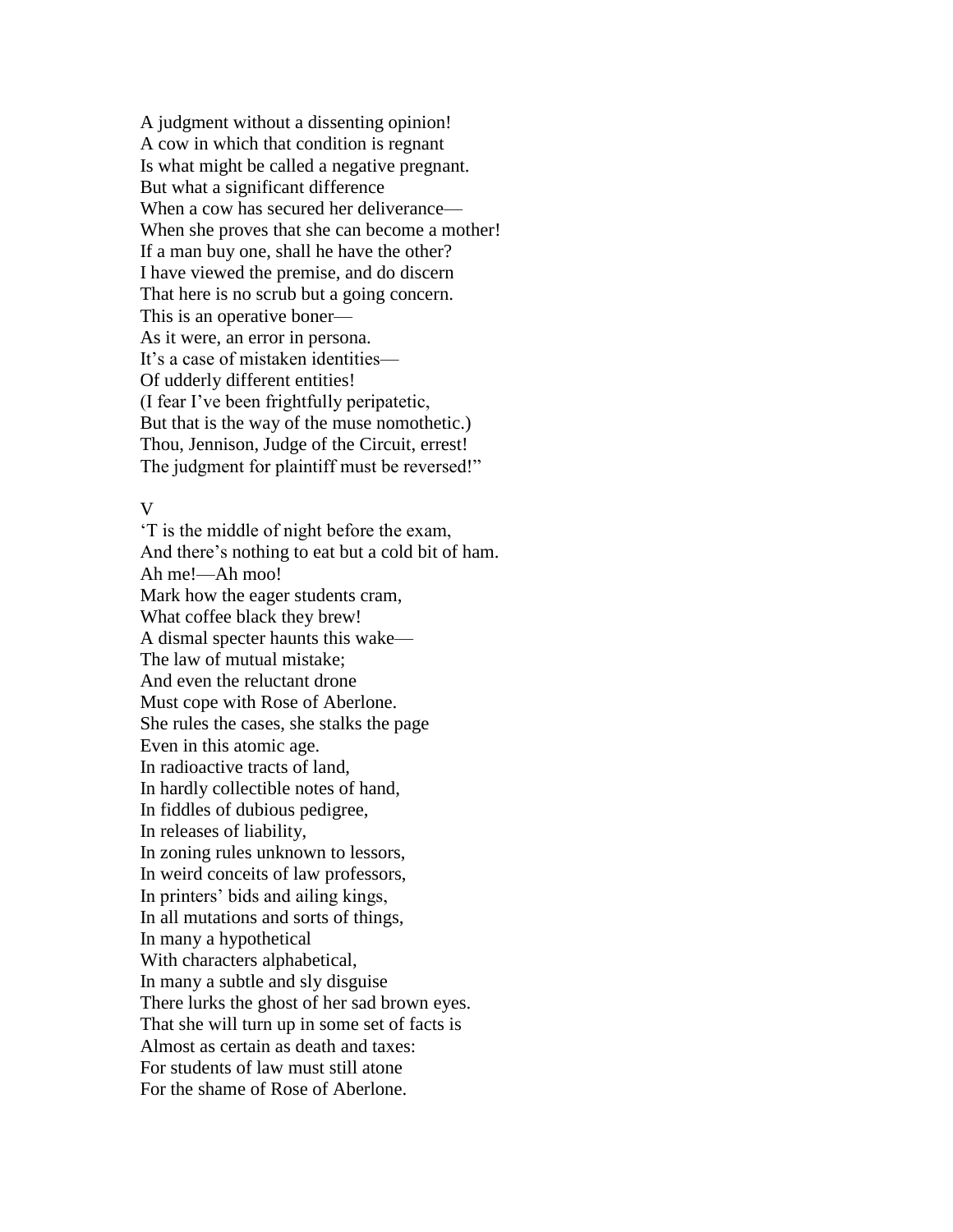A judgment without a dissenting opinion!  
A cow in which that condition is regnant  
Is what might be called a negative pregnant.  
But what a significant difference  
When a cow has secured her deliverance—  
When she proves that she can become a mother!  
If a man buy one, shall he have the other?  
I have viewed the premise, and do discern  
That here is no scrub but a going concern.  
This is an operative boner—  
As it were, an error in persona.  
It's a case of mistaken identities—  
Of udderly different entities!  
(I fear I've been frightfully peripatetic,  
But that is the way of the muse nomothetic.)  
Thou, Jennison, Judge of the Circuit, errest!  
The judgment for plaintiff must be reversed!"

V

'T is the middle of night before the exam,  
And there's nothing to eat but a cold bit of ham.  
Ah me!—Ah moo!  
Mark how the eager students cram,  
What coffee black they brew!  
A dismal specter haunts this wake—  
The law of mutual mistake;  
And even the reluctant drone  
Must cope with Rose of Aberlone.  
She rules the cases, she stalks the page  
Even in this atomic age.  
In radioactive tracts of land,  
In hardly collectible notes of hand,  
In fiddles of dubious pedigree,  
In releases of liability,  
In zoning rules unknown to lessors,  
In weird conceits of law professors,  
In printers' bids and ailing kings,  
In all mutations and sorts of things,  
In many a hypothetical  
With characters alphabetical,  
In many a subtle and sly disguise  
There lurks the ghost of her sad brown eyes.  
That she will turn up in some set of facts is  
Almost as certain as death and taxes:  
For students of law must still atone  
For the shame of Rose of Aberlone.